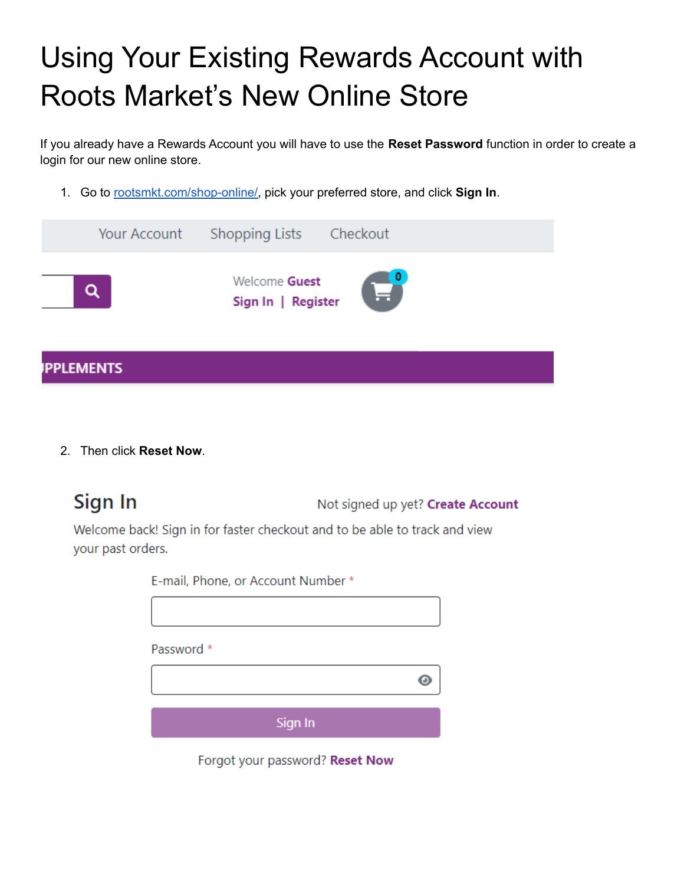# Using Your Existing Rewards Account with Roots Market's New Online Store

If you already have a Rewards Account you will have to use the **Reset Password** function in order to create a login for our new online store.

1. Go to [rootsmkt.com/shop-online/](rootsmkt.com/shop-online/), pick your preferred store, and click **Sign In**.

Your Account    Shopping Lists    Checkout

Welcome **Guest**
**Sign In** | **Register**

0

PPLEMENTS

2. Then click **Reset Now**.

Sign In    Not signed up yet? **Create Account**

Welcome back! Sign in for faster checkout and to be able to track and view your past orders.

E-mail, Phone, or Account Number *

Password *

Sign In

Forgot your password? **Reset Now**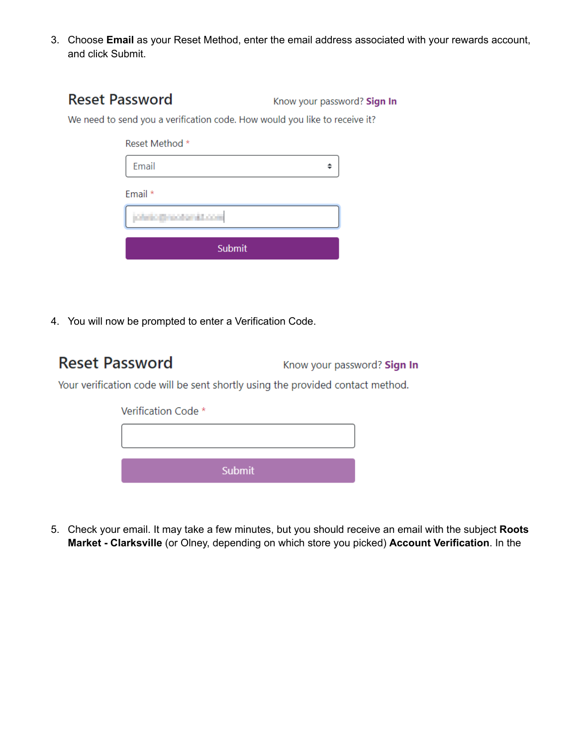3. Choose **Email** as your Reset Method, enter the email address associated with your rewards account, and click Submit.

## Reset Password

Know your password? **Sign In**

We need to send you a verification code. How would you like to receive it?

Reset Method *

Email

Email *

Submit

4. You will now be prompted to enter a Verification Code.

## Reset Password

Know your password? **Sign In**

Your verification code will be sent shortly using the provided contact method.

Verification Code *

Submit

5. Check your email. It may take a few minutes, but you should receive an email with the subject **Roots Market - Clarksville** (or Olney, depending on which store you picked) **Account Verification**. In the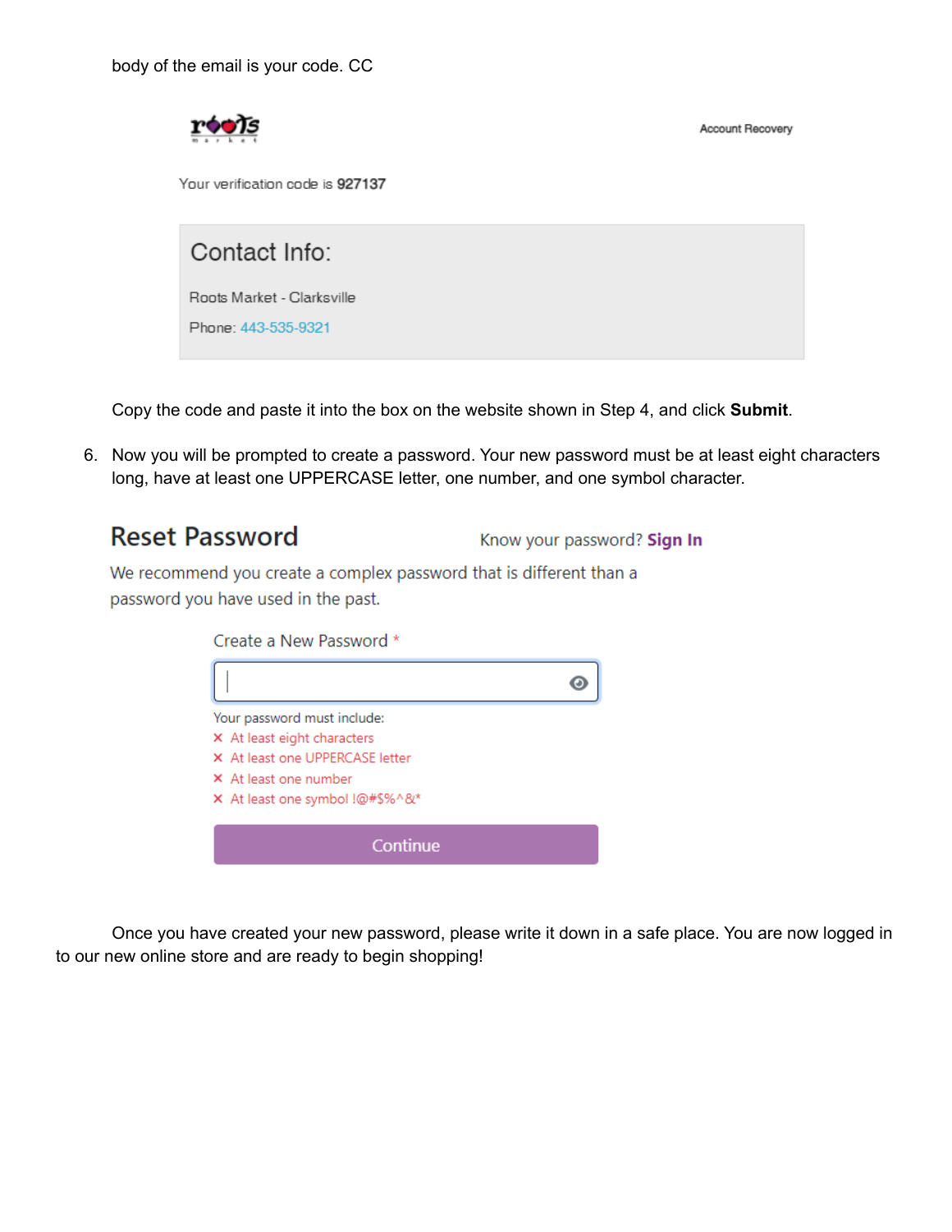body of the email is your code. CC

roots market

Account Recovery

Your verification code is **927137**

Contact Info:

Roots Market - Clarksville

Phone: 443-535-9321

Copy the code and paste it into the box on the website shown in Step 4, and click **Submit**.

6. Now you will be prompted to create a password. Your new password must be at least eight characters long, have at least one UPPERCASE letter, one number, and one symbol character.

Reset Password

Know your password? **Sign In**

We recommend you create a complex password that is different than a password you have used in the past.

Create a New Password *

Your password must include:

× At least eight characters

× At least one UPPERCASE letter

× At least one number

× At least one symbol !@#$%^&*

Continue

Once you have created your new password, please write it down in a safe place. You are now logged in to our new online store and are ready to begin shopping!